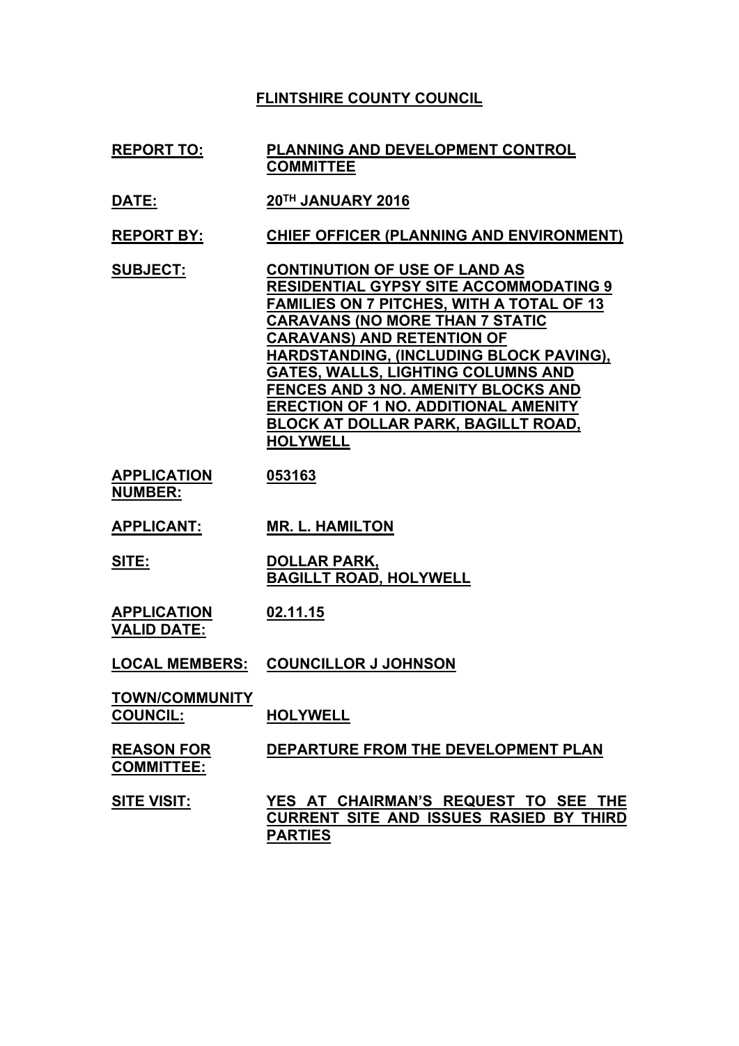# FLINTSHIRE COUNTY COUNCIL

| | |
|---|---|
| **REPORT TO:** | **PLANNING AND DEVELOPMENT CONTROL COMMITTEE** |
| **DATE:** | **20TH JANUARY 2016** |
| **REPORT BY:** | **CHIEF OFFICER (PLANNING AND ENVIRONMENT)** |
| **SUBJECT:** | **CONTINUTION OF USE OF LAND AS RESIDENTIAL GYPSY SITE ACCOMMODATING 9 FAMILIES ON 7 PITCHES, WITH A TOTAL OF 13 CARAVANS (NO MORE THAN 7 STATIC CARAVANS) AND RETENTION OF HARDSTANDING, (INCLUDING BLOCK PAVING), GATES, WALLS, LIGHTING COLUMNS AND FENCES AND 3 NO. AMENITY BLOCKS AND ERECTION OF 1 NO. ADDITIONAL AMENITY BLOCK AT DOLLAR PARK, BAGILLT ROAD, HOLYWELL** |
| **APPLICATION NUMBER:** | **053163** |
| **APPLICANT:** | **MR. L. HAMILTON** |
| **SITE:** | **DOLLAR PARK, BAGILLT ROAD, HOLYWELL** |
| **APPLICATION VALID DATE:** | **02.11.15** |
| **LOCAL MEMBERS:** | **COUNCILLOR J JOHNSON** |
| **TOWN/COMMUNITY COUNCIL:** | **HOLYWELL** |
| **REASON FOR COMMITTEE:** | **DEPARTURE FROM THE DEVELOPMENT PLAN** |
| **SITE VISIT:** | **YES AT CHAIRMAN'S REQUEST TO SEE THE CURRENT SITE AND ISSUES RASIED BY THIRD PARTIES** |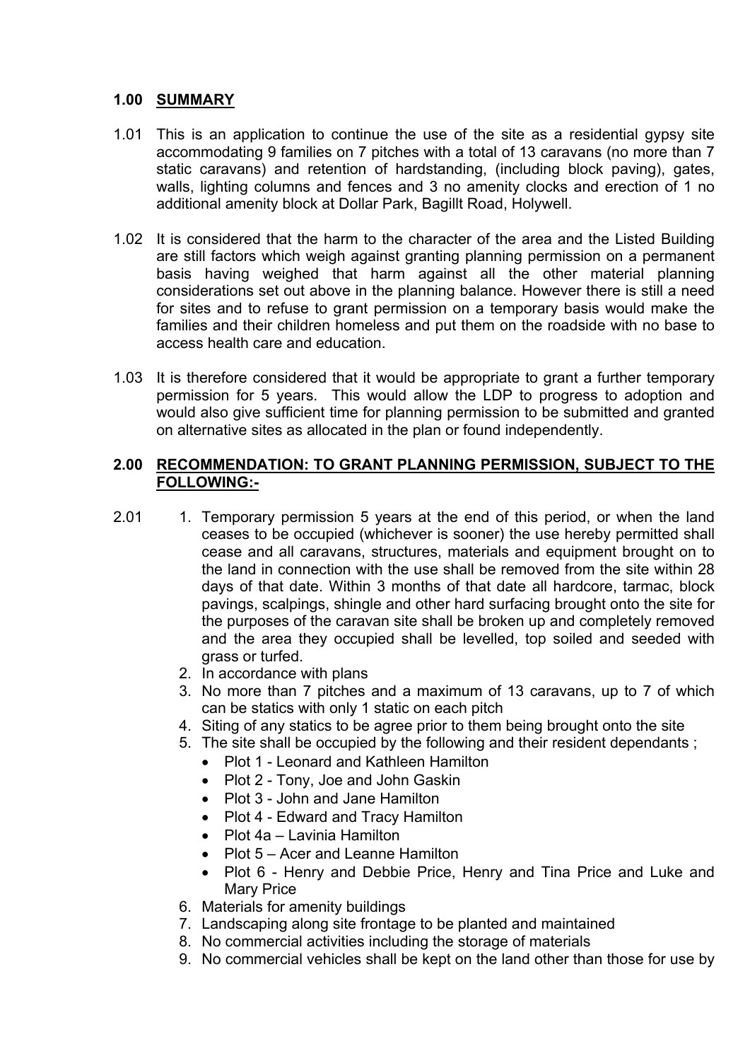## 1.00 SUMMARY

1.01 This is an application to continue the use of the site as a residential gypsy site accommodating 9 families on 7 pitches with a total of 13 caravans (no more than 7 static caravans) and retention of hardstanding, (including block paving), gates, walls, lighting columns and fences and 3 no amenity clocks and erection of 1 no additional amenity block at Dollar Park, Bagillt Road, Holywell.

1.02 It is considered that the harm to the character of the area and the Listed Building are still factors which weigh against granting planning permission on a permanent basis having weighed that harm against all the other material planning considerations set out above in the planning balance. However there is still a need for sites and to refuse to grant permission on a temporary basis would make the families and their children homeless and put them on the roadside with no base to access health care and education.

1.03 It is therefore considered that it would be appropriate to grant a further temporary permission for 5 years. This would allow the LDP to progress to adoption and would also give sufficient time for planning permission to be submitted and granted on alternative sites as allocated in the plan or found independently.

## 2.00 RECOMMENDATION: TO GRANT PLANNING PERMISSION, SUBJECT TO THE FOLLOWING:-

2.01

1. Temporary permission 5 years at the end of this period, or when the land ceases to be occupied (whichever is sooner) the use hereby permitted shall cease and all caravans, structures, materials and equipment brought on to the land in connection with the use shall be removed from the site within 28 days of that date. Within 3 months of that date all hardcore, tarmac, block pavings, scalpings, shingle and other hard surfacing brought onto the site for the purposes of the caravan site shall be broken up and completely removed and the area they occupied shall be levelled, top soiled and seeded with grass or turfed.
2. In accordance with plans
3. No more than 7 pitches and a maximum of 13 caravans, up to 7 of which can be statics with only 1 static on each pitch
4. Siting of any statics to be agree prior to them being brought onto the site
5. The site shall be occupied by the following and their resident dependants ;
   - Plot 1 - Leonard and Kathleen Hamilton
   - Plot 2 - Tony, Joe and John Gaskin
   - Plot 3 - John and Jane Hamilton
   - Plot 4 - Edward and Tracy Hamilton
   - Plot 4a – Lavinia Hamilton
   - Plot 5 – Acer and Leanne Hamilton
   - Plot 6 - Henry and Debbie Price, Henry and Tina Price and Luke and Mary Price
6. Materials for amenity buildings
7. Landscaping along site frontage to be planted and maintained
8. No commercial activities including the storage of materials
9. No commercial vehicles shall be kept on the land other than those for use by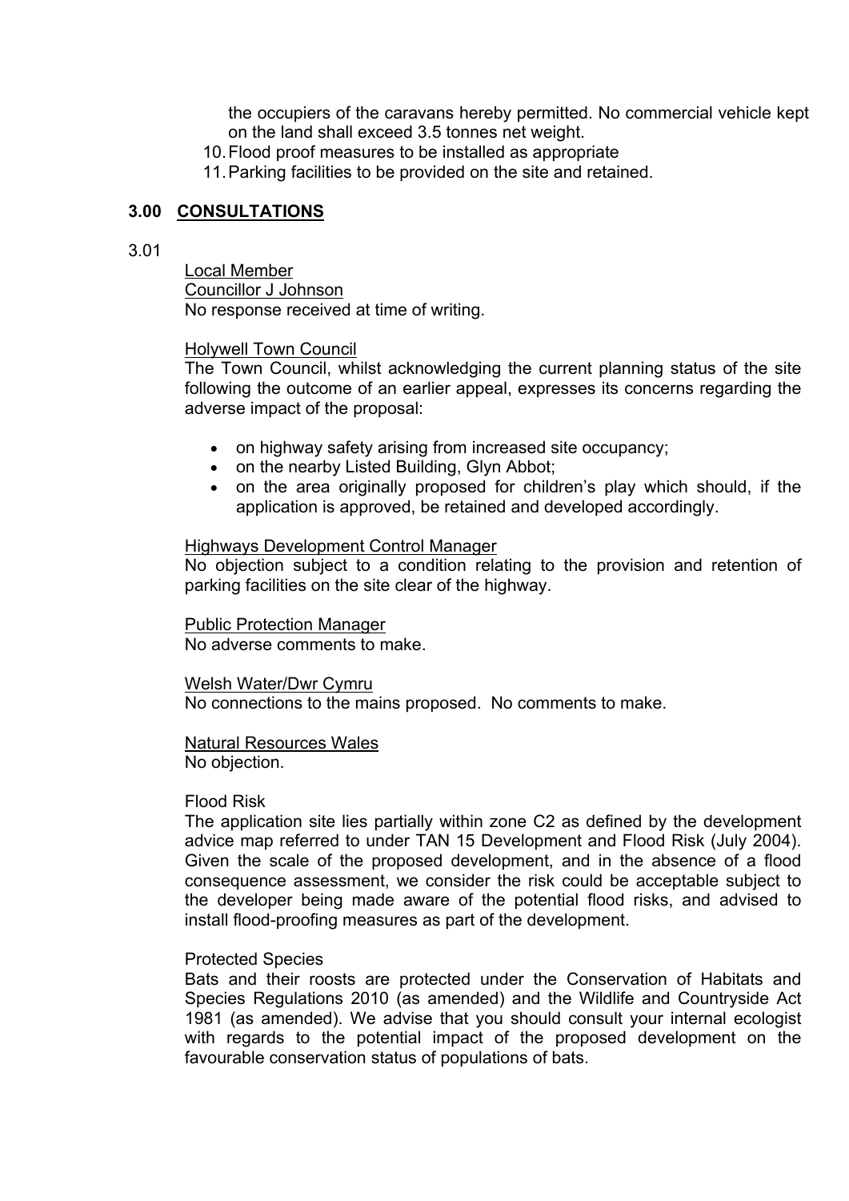the occupiers of the caravans hereby permitted. No commercial vehicle kept on the land shall exceed 3.5 tonnes net weight.

10. Flood proof measures to be installed as appropriate
11. Parking facilities to be provided on the site and retained.

## 3.00 CONSULTATIONS

3.01

Local Member
Councillor J Johnson
No response received at time of writing.

Holywell Town Council
The Town Council, whilst acknowledging the current planning status of the site following the outcome of an earlier appeal, expresses its concerns regarding the adverse impact of the proposal:

- on highway safety arising from increased site occupancy;
- on the nearby Listed Building, Glyn Abbot;
- on the area originally proposed for children's play which should, if the application is approved, be retained and developed accordingly.

Highways Development Control Manager
No objection subject to a condition relating to the provision and retention of parking facilities on the site clear of the highway.

Public Protection Manager
No adverse comments to make.

Welsh Water/Dwr Cymru
No connections to the mains proposed. No comments to make.

Natural Resources Wales
No objection.

Flood Risk
The application site lies partially within zone C2 as defined by the development advice map referred to under TAN 15 Development and Flood Risk (July 2004). Given the scale of the proposed development, and in the absence of a flood consequence assessment, we consider the risk could be acceptable subject to the developer being made aware of the potential flood risks, and advised to install flood-proofing measures as part of the development.

Protected Species
Bats and their roosts are protected under the Conservation of Habitats and Species Regulations 2010 (as amended) and the Wildlife and Countryside Act 1981 (as amended). We advise that you should consult your internal ecologist with regards to the potential impact of the proposed development on the favourable conservation status of populations of bats.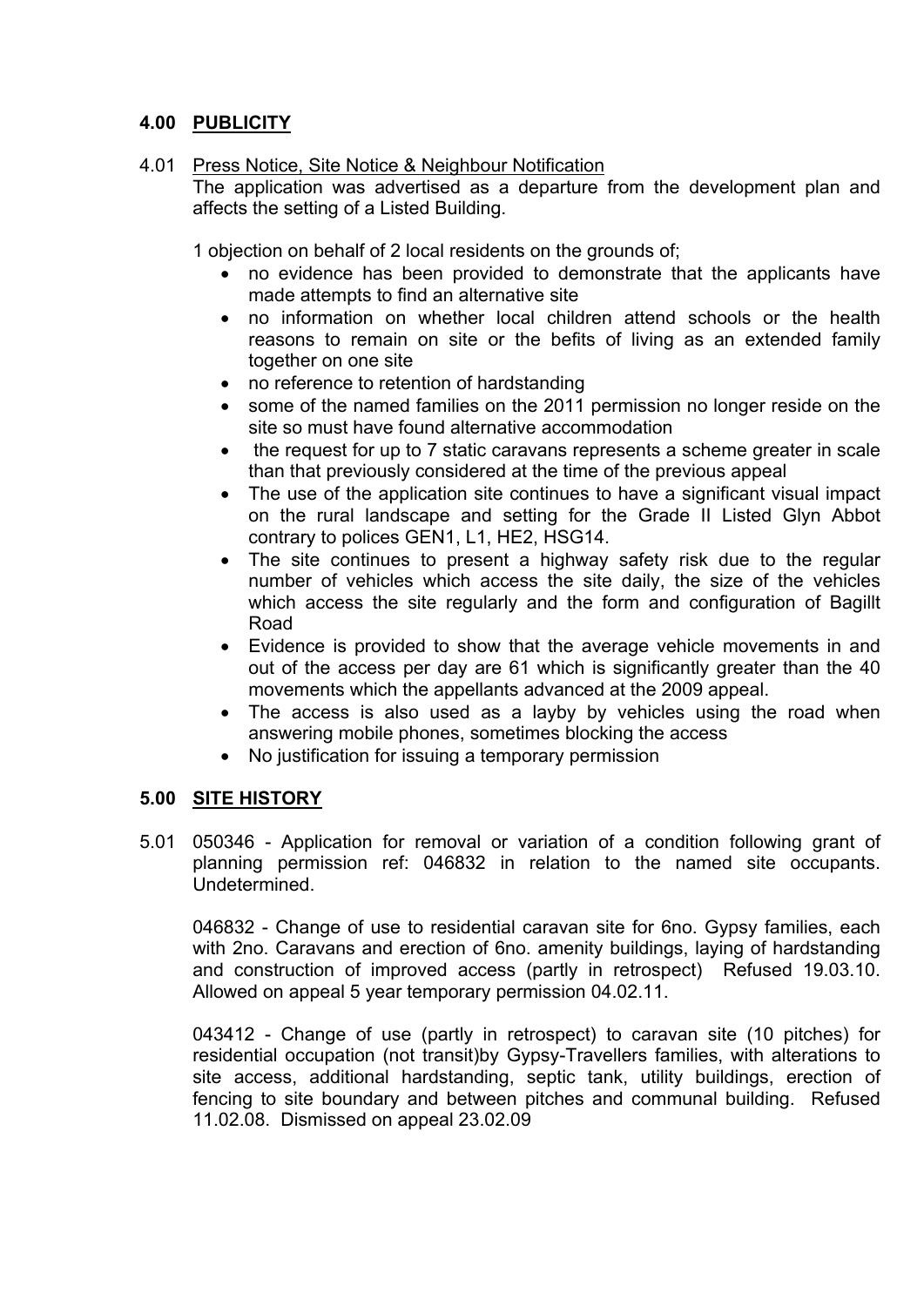## 4.00 PUBLICITY

4.01 Press Notice, Site Notice & Neighbour Notification

The application was advertised as a departure from the development plan and affects the setting of a Listed Building.

1 objection on behalf of 2 local residents on the grounds of;

- no evidence has been provided to demonstrate that the applicants have made attempts to find an alternative site
- no information on whether local children attend schools or the health reasons to remain on site or the befits of living as an extended family together on one site
- no reference to retention of hardstanding
- some of the named families on the 2011 permission no longer reside on the site so must have found alternative accommodation
- the request for up to 7 static caravans represents a scheme greater in scale than that previously considered at the time of the previous appeal
- The use of the application site continues to have a significant visual impact on the rural landscape and setting for the Grade II Listed Glyn Abbot contrary to polices GEN1, L1, HE2, HSG14.
- The site continues to present a highway safety risk due to the regular number of vehicles which access the site daily, the size of the vehicles which access the site regularly and the form and configuration of Bagillt Road
- Evidence is provided to show that the average vehicle movements in and out of the access per day are 61 which is significantly greater than the 40 movements which the appellants advanced at the 2009 appeal.
- The access is also used as a layby by vehicles using the road when answering mobile phones, sometimes blocking the access
- No justification for issuing a temporary permission

## 5.00 SITE HISTORY

5.01 050346 - Application for removal or variation of a condition following grant of planning permission ref: 046832 in relation to the named site occupants. Undetermined.

046832 - Change of use to residential caravan site for 6no. Gypsy families, each with 2no. Caravans and erection of 6no. amenity buildings, laying of hardstanding and construction of improved access (partly in retrospect) Refused 19.03.10. Allowed on appeal 5 year temporary permission 04.02.11.

043412 - Change of use (partly in retrospect) to caravan site (10 pitches) for residential occupation (not transit)by Gypsy-Travellers families, with alterations to site access, additional hardstanding, septic tank, utility buildings, erection of fencing to site boundary and between pitches and communal building. Refused 11.02.08. Dismissed on appeal 23.02.09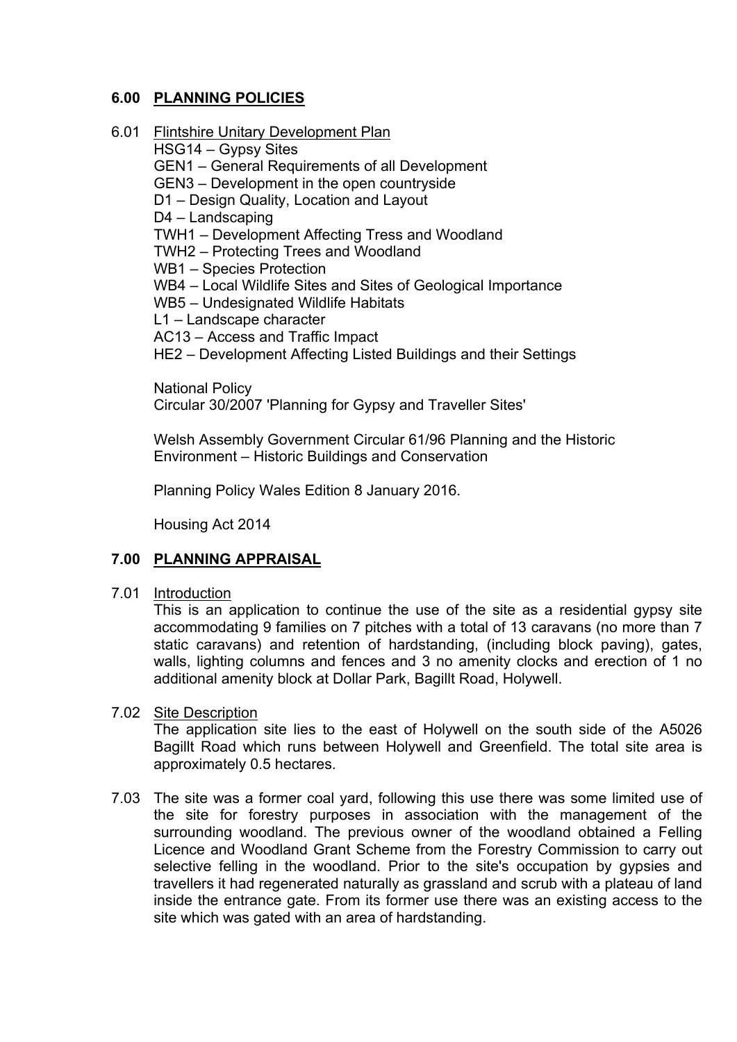## 6.00 PLANNING POLICIES

6.01 Flintshire Unitary Development Plan

HSG14 – Gypsy Sites
GEN1 – General Requirements of all Development
GEN3 – Development in the open countryside
D1 – Design Quality, Location and Layout
D4 – Landscaping
TWH1 – Development Affecting Tress and Woodland
TWH2 – Protecting Trees and Woodland
WB1 – Species Protection
WB4 – Local Wildlife Sites and Sites of Geological Importance
WB5 – Undesignated Wildlife Habitats
L1 – Landscape character
AC13 – Access and Traffic Impact
HE2 – Development Affecting Listed Buildings and their Settings

National Policy
Circular 30/2007 'Planning for Gypsy and Traveller Sites'

Welsh Assembly Government Circular 61/96 Planning and the Historic Environment – Historic Buildings and Conservation

Planning Policy Wales Edition 8 January 2016.

Housing Act 2014

## 7.00 PLANNING APPRAISAL

7.01 Introduction

This is an application to continue the use of the site as a residential gypsy site accommodating 9 families on 7 pitches with a total of 13 caravans (no more than 7 static caravans) and retention of hardstanding, (including block paving), gates, walls, lighting columns and fences and 3 no amenity clocks and erection of 1 no additional amenity block at Dollar Park, Bagillt Road, Holywell.

7.02 Site Description

The application site lies to the east of Holywell on the south side of the A5026 Bagillt Road which runs between Holywell and Greenfield. The total site area is approximately 0.5 hectares.

7.03 The site was a former coal yard, following this use there was some limited use of the site for forestry purposes in association with the management of the surrounding woodland. The previous owner of the woodland obtained a Felling Licence and Woodland Grant Scheme from the Forestry Commission to carry out selective felling in the woodland. Prior to the site's occupation by gypsies and travellers it had regenerated naturally as grassland and scrub with a plateau of land inside the entrance gate. From its former use there was an existing access to the site which was gated with an area of hardstanding.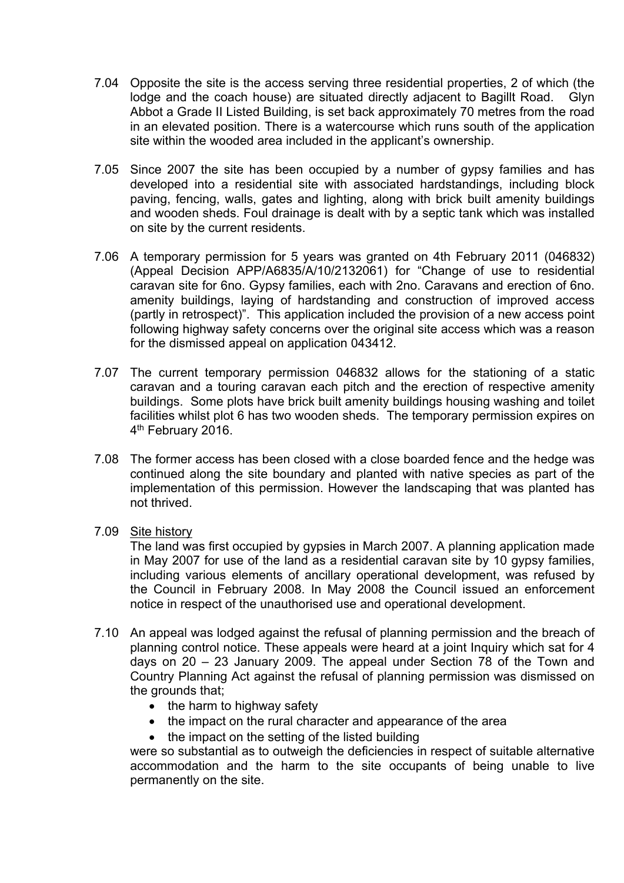7.04 Opposite the site is the access serving three residential properties, 2 of which (the lodge and the coach house) are situated directly adjacent to Bagillt Road. Glyn Abbot a Grade II Listed Building, is set back approximately 70 metres from the road in an elevated position. There is a watercourse which runs south of the application site within the wooded area included in the applicant's ownership.

7.05 Since 2007 the site has been occupied by a number of gypsy families and has developed into a residential site with associated hardstandings, including block paving, fencing, walls, gates and lighting, along with brick built amenity buildings and wooden sheds. Foul drainage is dealt with by a septic tank which was installed on site by the current residents.

7.06 A temporary permission for 5 years was granted on 4th February 2011 (046832) (Appeal Decision APP/A6835/A/10/2132061) for "Change of use to residential caravan site for 6no. Gypsy families, each with 2no. Caravans and erection of 6no. amenity buildings, laying of hardstanding and construction of improved access (partly in retrospect)". This application included the provision of a new access point following highway safety concerns over the original site access which was a reason for the dismissed appeal on application 043412.

7.07 The current temporary permission 046832 allows for the stationing of a static caravan and a touring caravan each pitch and the erection of respective amenity buildings. Some plots have brick built amenity buildings housing washing and toilet facilities whilst plot 6 has two wooden sheds. The temporary permission expires on 4th February 2016.

7.08 The former access has been closed with a close boarded fence and the hedge was continued along the site boundary and planted with native species as part of the implementation of this permission. However the landscaping that was planted has not thrived.

7.09 Site history

The land was first occupied by gypsies in March 2007. A planning application made in May 2007 for use of the land as a residential caravan site by 10 gypsy families, including various elements of ancillary operational development, was refused by the Council in February 2008. In May 2008 the Council issued an enforcement notice in respect of the unauthorised use and operational development.

7.10 An appeal was lodged against the refusal of planning permission and the breach of planning control notice. These appeals were heard at a joint Inquiry which sat for 4 days on 20 – 23 January 2009. The appeal under Section 78 of the Town and Country Planning Act against the refusal of planning permission was dismissed on the grounds that;

- the harm to highway safety
- the impact on the rural character and appearance of the area
- the impact on the setting of the listed building

were so substantial as to outweigh the deficiencies in respect of suitable alternative accommodation and the harm to the site occupants of being unable to live permanently on the site.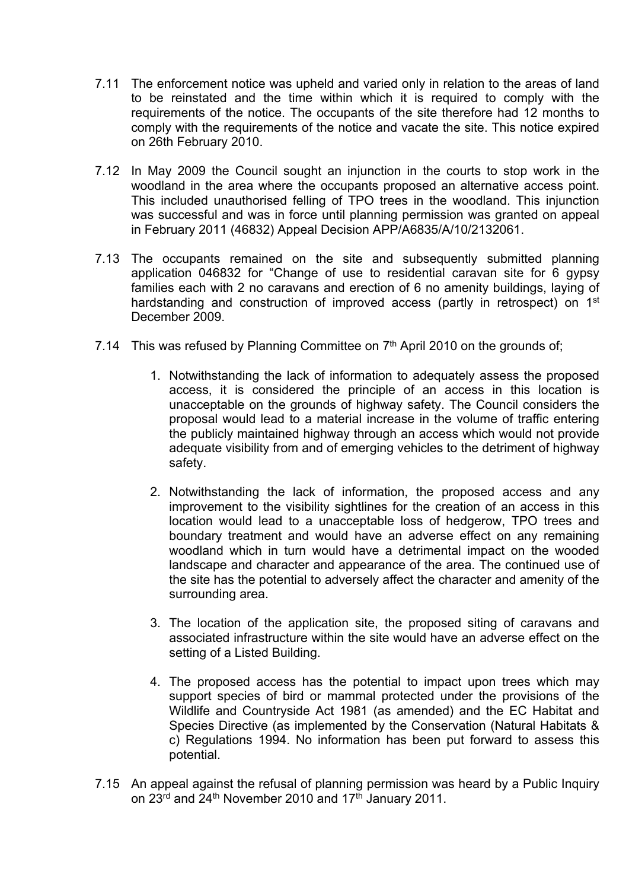7.11 The enforcement notice was upheld and varied only in relation to the areas of land to be reinstated and the time within which it is required to comply with the requirements of the notice. The occupants of the site therefore had 12 months to comply with the requirements of the notice and vacate the site. This notice expired on 26th February 2010.

7.12 In May 2009 the Council sought an injunction in the courts to stop work in the woodland in the area where the occupants proposed an alternative access point. This included unauthorised felling of TPO trees in the woodland. This injunction was successful and was in force until planning permission was granted on appeal in February 2011 (46832) Appeal Decision APP/A6835/A/10/2132061.

7.13 The occupants remained on the site and subsequently submitted planning application 046832 for "Change of use to residential caravan site for 6 gypsy families each with 2 no caravans and erection of 6 no amenity buildings, laying of hardstanding and construction of improved access (partly in retrospect) on 1st December 2009.

7.14 This was refused by Planning Committee on 7th April 2010 on the grounds of;

1. Notwithstanding the lack of information to adequately assess the proposed access, it is considered the principle of an access in this location is unacceptable on the grounds of highway safety. The Council considers the proposal would lead to a material increase in the volume of traffic entering the publicly maintained highway through an access which would not provide adequate visibility from and of emerging vehicles to the detriment of highway safety.

2. Notwithstanding the lack of information, the proposed access and any improvement to the visibility sightlines for the creation of an access in this location would lead to a unacceptable loss of hedgerow, TPO trees and boundary treatment and would have an adverse effect on any remaining woodland which in turn would have a detrimental impact on the wooded landscape and character and appearance of the area. The continued use of the site has the potential to adversely affect the character and amenity of the surrounding area.

3. The location of the application site, the proposed siting of caravans and associated infrastructure within the site would have an adverse effect on the setting of a Listed Building.

4. The proposed access has the potential to impact upon trees which may support species of bird or mammal protected under the provisions of the Wildlife and Countryside Act 1981 (as amended) and the EC Habitat and Species Directive (as implemented by the Conservation (Natural Habitats & c) Regulations 1994. No information has been put forward to assess this potential.

7.15 An appeal against the refusal of planning permission was heard by a Public Inquiry on 23rd and 24th November 2010 and 17th January 2011.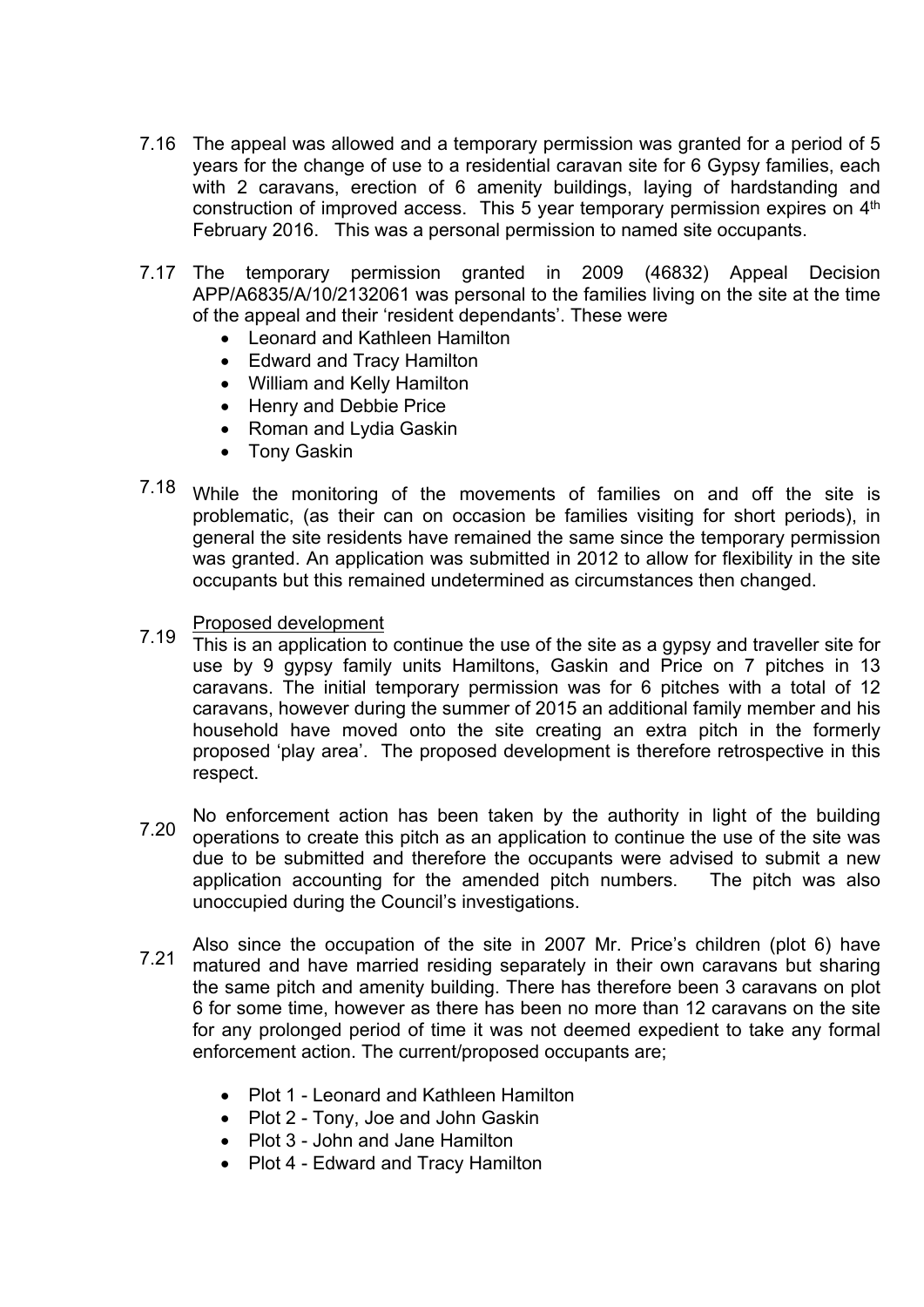7.16 The appeal was allowed and a temporary permission was granted for a period of 5 years for the change of use to a residential caravan site for 6 Gypsy families, each with 2 caravans, erection of 6 amenity buildings, laying of hardstanding and construction of improved access. This 5 year temporary permission expires on 4th February 2016. This was a personal permission to named site occupants.

7.17 The temporary permission granted in 2009 (46832) Appeal Decision APP/A6835/A/10/2132061 was personal to the families living on the site at the time of the appeal and their 'resident dependants'. These were

- Leonard and Kathleen Hamilton
- Edward and Tracy Hamilton
- William and Kelly Hamilton
- Henry and Debbie Price
- Roman and Lydia Gaskin
- Tony Gaskin

7.18 While the monitoring of the movements of families on and off the site is problematic, (as their can on occasion be families visiting for short periods), in general the site residents have remained the same since the temporary permission was granted. An application was submitted in 2012 to allow for flexibility in the site occupants but this remained undetermined as circumstances then changed.

<u>Proposed development</u>

7.19 This is an application to continue the use of the site as a gypsy and traveller site for use by 9 gypsy family units Hamiltons, Gaskin and Price on 7 pitches in 13 caravans. The initial temporary permission was for 6 pitches with a total of 12 caravans, however during the summer of 2015 an additional family member and his household have moved onto the site creating an extra pitch in the formerly proposed 'play area'. The proposed development is therefore retrospective in this respect.

7.20 No enforcement action has been taken by the authority in light of the building operations to create this pitch as an application to continue the use of the site was due to be submitted and therefore the occupants were advised to submit a new application accounting for the amended pitch numbers. The pitch was also unoccupied during the Council's investigations.

7.21 Also since the occupation of the site in 2007 Mr. Price's children (plot 6) have matured and have married residing separately in their own caravans but sharing the same pitch and amenity building. There has therefore been 3 caravans on plot 6 for some time, however as there has been no more than 12 caravans on the site for any prolonged period of time it was not deemed expedient to take any formal enforcement action. The current/proposed occupants are;

- Plot 1 - Leonard and Kathleen Hamilton
- Plot 2 - Tony, Joe and John Gaskin
- Plot 3 - John and Jane Hamilton
- Plot 4 - Edward and Tracy Hamilton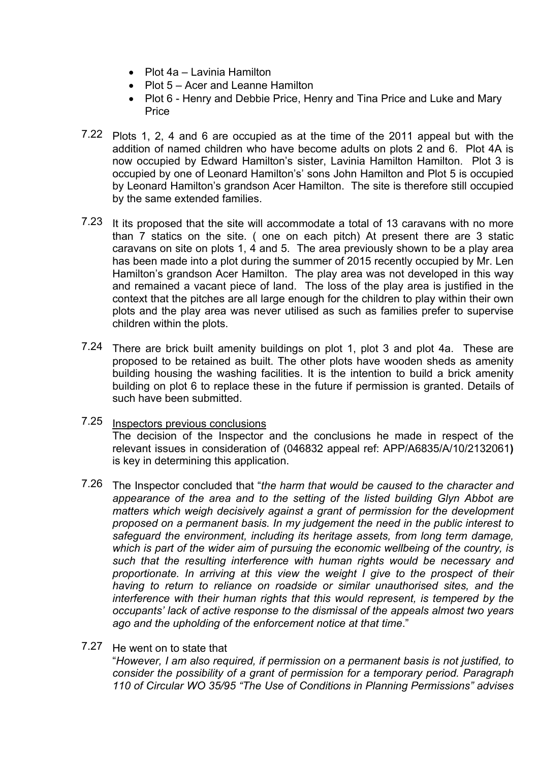- Plot 4a – Lavinia Hamilton
- Plot 5 – Acer and Leanne Hamilton
- Plot 6 - Henry and Debbie Price, Henry and Tina Price and Luke and Mary Price

7.22 Plots 1, 2, 4 and 6 are occupied as at the time of the 2011 appeal but with the addition of named children who have become adults on plots 2 and 6. Plot 4A is now occupied by Edward Hamilton's sister, Lavinia Hamilton Hamilton. Plot 3 is occupied by one of Leonard Hamilton's' sons John Hamilton and Plot 5 is occupied by Leonard Hamilton's grandson Acer Hamilton. The site is therefore still occupied by the same extended families.

7.23 It its proposed that the site will accommodate a total of 13 caravans with no more than 7 statics on the site. ( one on each pitch) At present there are 3 static caravans on site on plots 1, 4 and 5. The area previously shown to be a play area has been made into a plot during the summer of 2015 recently occupied by Mr. Len Hamilton's grandson Acer Hamilton. The play area was not developed in this way and remained a vacant piece of land. The loss of the play area is justified in the context that the pitches are all large enough for the children to play within their own plots and the play area was never utilised as such as families prefer to supervise children within the plots.

7.24 There are brick built amenity buildings on plot 1, plot 3 and plot 4a. These are proposed to be retained as built. The other plots have wooden sheds as amenity building housing the washing facilities. It is the intention to build a brick amenity building on plot 6 to replace these in the future if permission is granted. Details of such have been submitted.

7.25 Inspectors previous conclusions

The decision of the Inspector and the conclusions he made in respect of the relevant issues in consideration of (046832 appeal ref: APP/A6835/A/10/2132061**)** is key in determining this application.

7.26 The Inspector concluded that "*the harm that would be caused to the character and appearance of the area and to the setting of the listed building Glyn Abbot are matters which weigh decisively against a grant of permission for the development proposed on a permanent basis. In my judgement the need in the public interest to safeguard the environment, including its heritage assets, from long term damage, which is part of the wider aim of pursuing the economic wellbeing of the country, is such that the resulting interference with human rights would be necessary and proportionate. In arriving at this view the weight I give to the prospect of their having to return to reliance on roadside or similar unauthorised sites, and the interference with their human rights that this would represent, is tempered by the occupants' lack of active response to the dismissal of the appeals almost two years ago and the upholding of the enforcement notice at that time*."

7.27 He went on to state that

"*However, I am also required, if permission on a permanent basis is not justified, to consider the possibility of a grant of permission for a temporary period. Paragraph 110 of Circular WO 35/95 "The Use of Conditions in Planning Permissions" advises*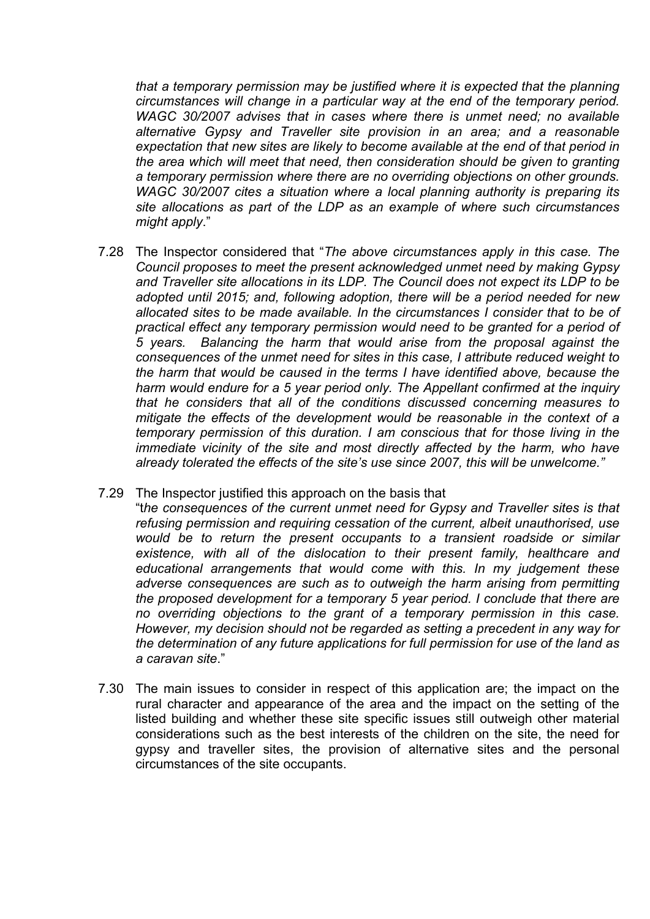*that a temporary permission may be justified where it is expected that the planning circumstances will change in a particular way at the end of the temporary period. WAGC 30/2007 advises that in cases where there is unmet need; no available alternative Gypsy and Traveller site provision in an area; and a reasonable expectation that new sites are likely to become available at the end of that period in the area which will meet that need, then consideration should be given to granting a temporary permission where there are no overriding objections on other grounds. WAGC 30/2007 cites a situation where a local planning authority is preparing its site allocations as part of the LDP as an example of where such circumstances might apply*."

7.28 The Inspector considered that "*The above circumstances apply in this case. The Council proposes to meet the present acknowledged unmet need by making Gypsy and Traveller site allocations in its LDP. The Council does not expect its LDP to be adopted until 2015; and, following adoption, there will be a period needed for new allocated sites to be made available. In the circumstances I consider that to be of practical effect any temporary permission would need to be granted for a period of 5 years. Balancing the harm that would arise from the proposal against the consequences of the unmet need for sites in this case, I attribute reduced weight to the harm that would be caused in the terms I have identified above, because the harm would endure for a 5 year period only. The Appellant confirmed at the inquiry that he considers that all of the conditions discussed concerning measures to mitigate the effects of the development would be reasonable in the context of a temporary permission of this duration. I am conscious that for those living in the immediate vicinity of the site and most directly affected by the harm, who have already tolerated the effects of the site's use since 2007, this will be unwelcome.*"

7.29 The Inspector justified this approach on the basis that "*the consequences of the current unmet need for Gypsy and Traveller sites is that refusing permission and requiring cessation of the current, albeit unauthorised, use would be to return the present occupants to a transient roadside or similar existence, with all of the dislocation to their present family, healthcare and educational arrangements that would come with this. In my judgement these adverse consequences are such as to outweigh the harm arising from permitting the proposed development for a temporary 5 year period. I conclude that there are no overriding objections to the grant of a temporary permission in this case. However, my decision should not be regarded as setting a precedent in any way for the determination of any future applications for full permission for use of the land as a caravan site*."

7.30 The main issues to consider in respect of this application are; the impact on the rural character and appearance of the area and the impact on the setting of the listed building and whether these site specific issues still outweigh other material considerations such as the best interests of the children on the site, the need for gypsy and traveller sites, the provision of alternative sites and the personal circumstances of the site occupants.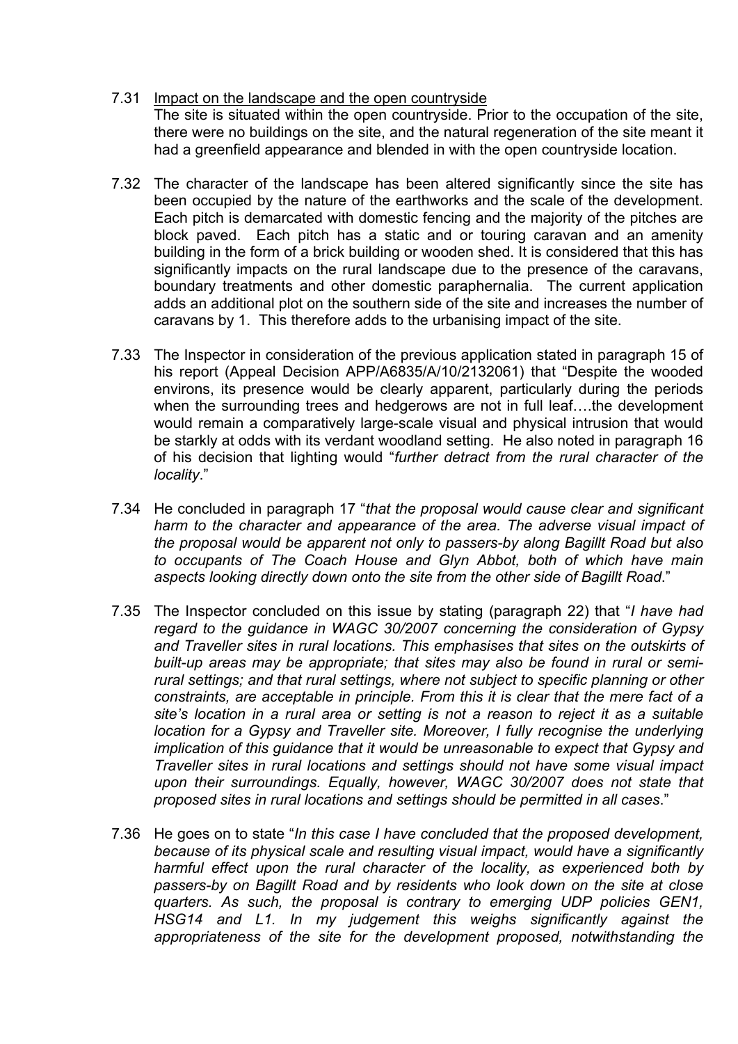7.31 <u>Impact on the landscape and the open countryside</u>
The site is situated within the open countryside. Prior to the occupation of the site, there were no buildings on the site, and the natural regeneration of the site meant it had a greenfield appearance and blended in with the open countryside location.

7.32 The character of the landscape has been altered significantly since the site has been occupied by the nature of the earthworks and the scale of the development. Each pitch is demarcated with domestic fencing and the majority of the pitches are block paved. Each pitch has a static and or touring caravan and an amenity building in the form of a brick building or wooden shed. It is considered that this has significantly impacts on the rural landscape due to the presence of the caravans, boundary treatments and other domestic paraphernalia. The current application adds an additional plot on the southern side of the site and increases the number of caravans by 1. This therefore adds to the urbanising impact of the site.

7.33 The Inspector in consideration of the previous application stated in paragraph 15 of his report (Appeal Decision APP/A6835/A/10/2132061) that "Despite the wooded environs, its presence would be clearly apparent, particularly during the periods when the surrounding trees and hedgerows are not in full leaf….the development would remain a comparatively large-scale visual and physical intrusion that would be starkly at odds with its verdant woodland setting. He also noted in paragraph 16 of his decision that lighting would "*further detract from the rural character of the locality*."

7.34 He concluded in paragraph 17 "*that the proposal would cause clear and significant harm to the character and appearance of the area. The adverse visual impact of the proposal would be apparent not only to passers-by along Bagillt Road but also to occupants of The Coach House and Glyn Abbot, both of which have main aspects looking directly down onto the site from the other side of Bagillt Road*."

7.35 The Inspector concluded on this issue by stating (paragraph 22) that "*I have had regard to the guidance in WAGC 30/2007 concerning the consideration of Gypsy and Traveller sites in rural locations. This emphasises that sites on the outskirts of built-up areas may be appropriate; that sites may also be found in rural or semi-rural settings; and that rural settings, where not subject to specific planning or other constraints, are acceptable in principle. From this it is clear that the mere fact of a site's location in a rural area or setting is not a reason to reject it as a suitable location for a Gypsy and Traveller site. Moreover, I fully recognise the underlying implication of this guidance that it would be unreasonable to expect that Gypsy and Traveller sites in rural locations and settings should not have some visual impact upon their surroundings. Equally, however, WAGC 30/2007 does not state that proposed sites in rural locations and settings should be permitted in all cases*."

7.36 He goes on to state "*In this case I have concluded that the proposed development, because of its physical scale and resulting visual impact, would have a significantly harmful effect upon the rural character of the locality, as experienced both by passers-by on Bagillt Road and by residents who look down on the site at close quarters. As such, the proposal is contrary to emerging UDP policies GEN1, HSG14 and L1. In my judgement this weighs significantly against the appropriateness of the site for the development proposed, notwithstanding the*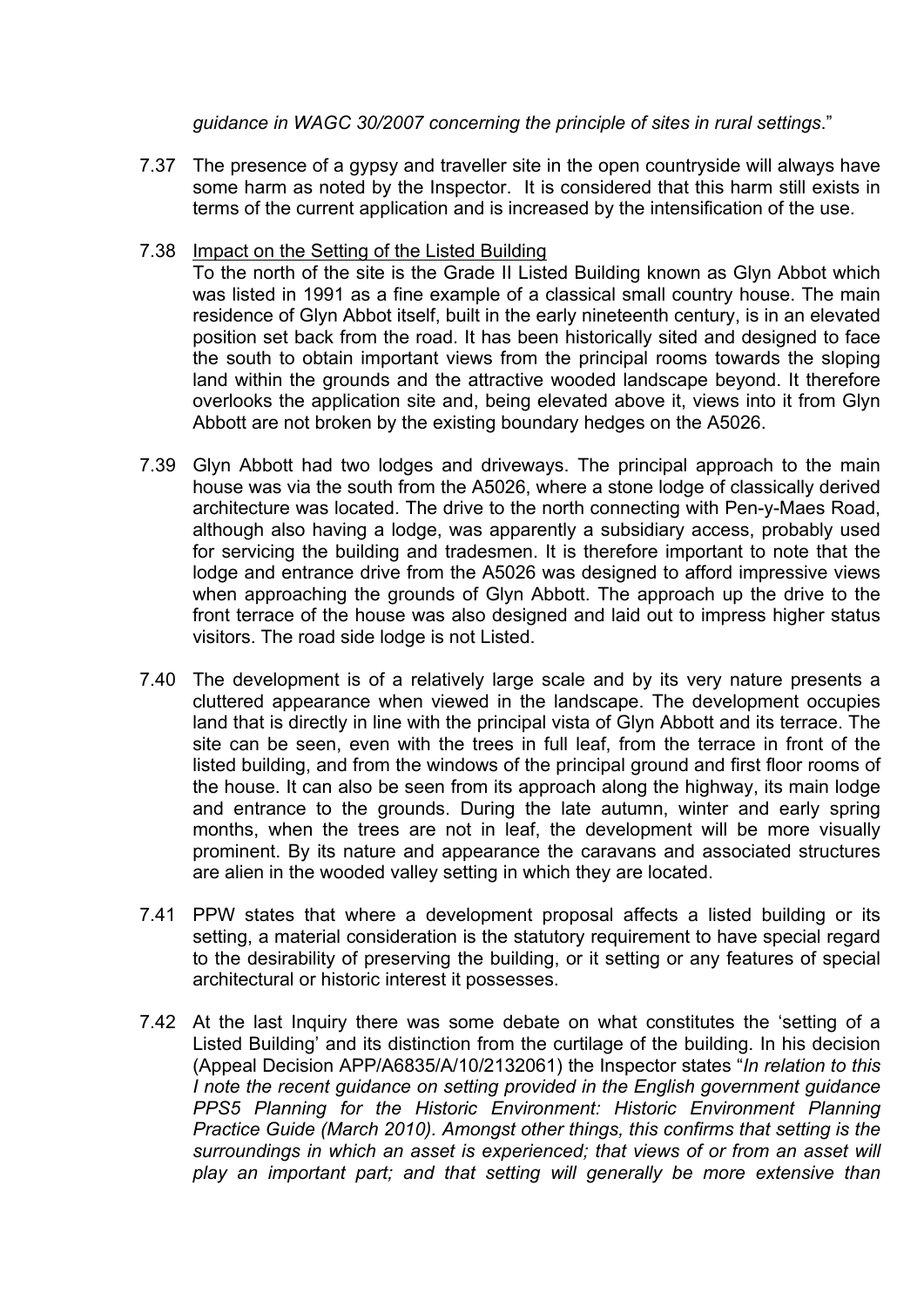*guidance in WAGC 30/2007 concerning the principle of sites in rural settings*."

7.37 The presence of a gypsy and traveller site in the open countryside will always have some harm as noted by the Inspector. It is considered that this harm still exists in terms of the current application and is increased by the intensification of the use.

7.38 <u>Impact on the Setting of the Listed Building</u>

To the north of the site is the Grade II Listed Building known as Glyn Abbot which was listed in 1991 as a fine example of a classical small country house. The main residence of Glyn Abbot itself, built in the early nineteenth century, is in an elevated position set back from the road. It has been historically sited and designed to face the south to obtain important views from the principal rooms towards the sloping land within the grounds and the attractive wooded landscape beyond. It therefore overlooks the application site and, being elevated above it, views into it from Glyn Abbott are not broken by the existing boundary hedges on the A5026.

7.39 Glyn Abbott had two lodges and driveways. The principal approach to the main house was via the south from the A5026, where a stone lodge of classically derived architecture was located. The drive to the north connecting with Pen-y-Maes Road, although also having a lodge, was apparently a subsidiary access, probably used for servicing the building and tradesmen. It is therefore important to note that the lodge and entrance drive from the A5026 was designed to afford impressive views when approaching the grounds of Glyn Abbott. The approach up the drive to the front terrace of the house was also designed and laid out to impress higher status visitors. The road side lodge is not Listed.

7.40 The development is of a relatively large scale and by its very nature presents a cluttered appearance when viewed in the landscape. The development occupies land that is directly in line with the principal vista of Glyn Abbott and its terrace. The site can be seen, even with the trees in full leaf, from the terrace in front of the listed building, and from the windows of the principal ground and first floor rooms of the house. It can also be seen from its approach along the highway, its main lodge and entrance to the grounds. During the late autumn, winter and early spring months, when the trees are not in leaf, the development will be more visually prominent. By its nature and appearance the caravans and associated structures are alien in the wooded valley setting in which they are located.

7.41 PPW states that where a development proposal affects a listed building or its setting, a material consideration is the statutory requirement to have special regard to the desirability of preserving the building, or it setting or any features of special architectural or historic interest it possesses.

7.42 At the last Inquiry there was some debate on what constitutes the 'setting of a Listed Building' and its distinction from the curtilage of the building. In his decision (Appeal Decision APP/A6835/A/10/2132061) the Inspector states "*In relation to this I note the recent guidance on setting provided in the English government guidance PPS5 Planning for the Historic Environment: Historic Environment Planning Practice Guide (March 2010). Amongst other things, this confirms that setting is the surroundings in which an asset is experienced; that views of or from an asset will play an important part; and that setting will generally be more extensive than*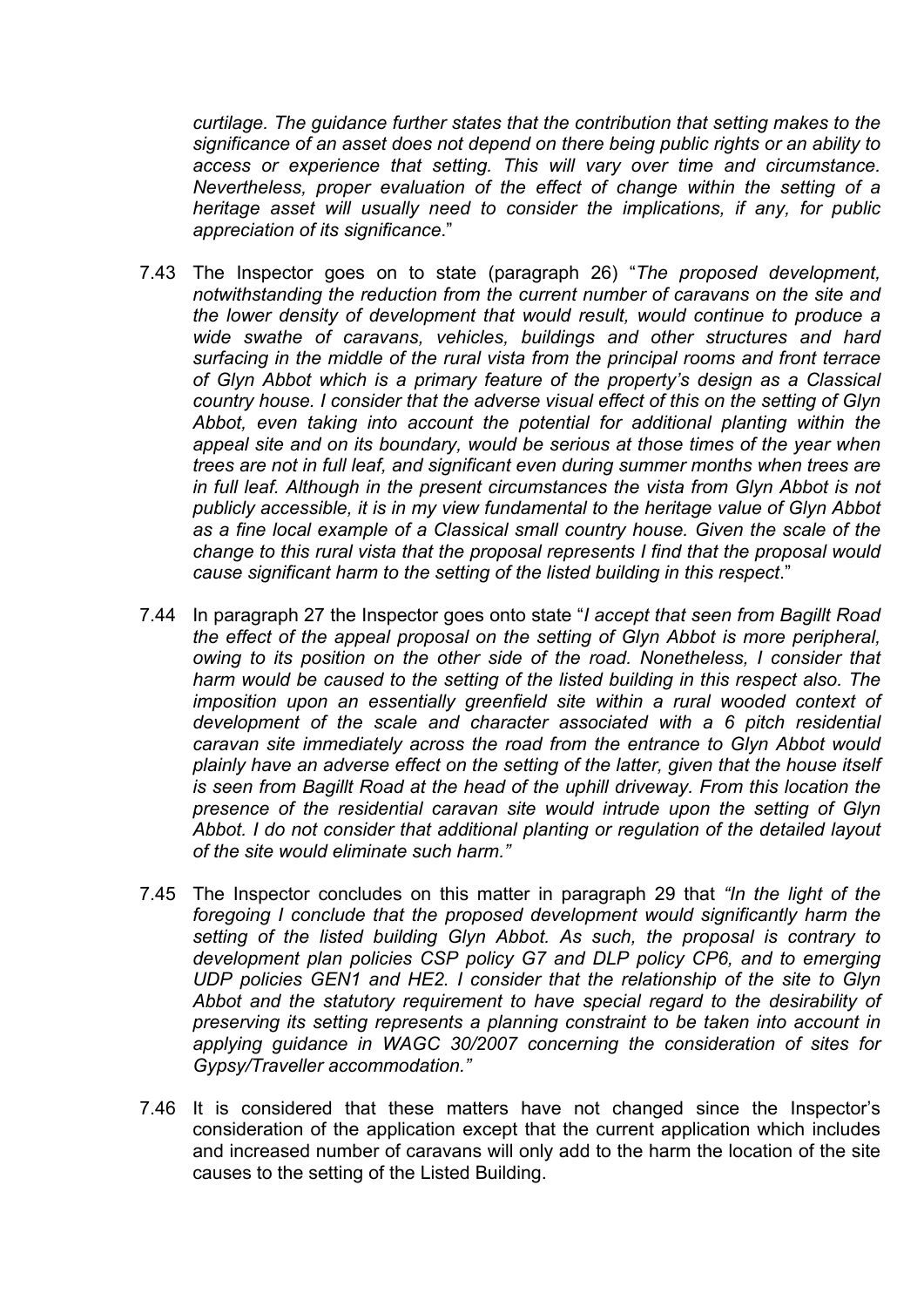*curtilage. The guidance further states that the contribution that setting makes to the significance of an asset does not depend on there being public rights or an ability to access or experience that setting. This will vary over time and circumstance. Nevertheless, proper evaluation of the effect of change within the setting of a heritage asset will usually need to consider the implications, if any, for public appreciation of its significance*."

7.43 The Inspector goes on to state (paragraph 26) "*The proposed development, notwithstanding the reduction from the current number of caravans on the site and the lower density of development that would result, would continue to produce a wide swathe of caravans, vehicles, buildings and other structures and hard surfacing in the middle of the rural vista from the principal rooms and front terrace of Glyn Abbot which is a primary feature of the property's design as a Classical country house. I consider that the adverse visual effect of this on the setting of Glyn Abbot, even taking into account the potential for additional planting within the appeal site and on its boundary, would be serious at those times of the year when trees are not in full leaf, and significant even during summer months when trees are in full leaf. Although in the present circumstances the vista from Glyn Abbot is not publicly accessible, it is in my view fundamental to the heritage value of Glyn Abbot as a fine local example of a Classical small country house. Given the scale of the change to this rural vista that the proposal represents I find that the proposal would cause significant harm to the setting of the listed building in this respect*."

7.44 In paragraph 27 the Inspector goes onto state "*I accept that seen from Bagillt Road the effect of the appeal proposal on the setting of Glyn Abbot is more peripheral, owing to its position on the other side of the road. Nonetheless, I consider that harm would be caused to the setting of the listed building in this respect also. The imposition upon an essentially greenfield site within a rural wooded context of development of the scale and character associated with a 6 pitch residential caravan site immediately across the road from the entrance to Glyn Abbot would plainly have an adverse effect on the setting of the latter, given that the house itself is seen from Bagillt Road at the head of the uphill driveway. From this location the presence of the residential caravan site would intrude upon the setting of Glyn Abbot. I do not consider that additional planting or regulation of the detailed layout of the site would eliminate such harm."*

7.45 The Inspector concludes on this matter in paragraph 29 that *"In the light of the foregoing I conclude that the proposed development would significantly harm the setting of the listed building Glyn Abbot. As such, the proposal is contrary to development plan policies CSP policy G7 and DLP policy CP6, and to emerging UDP policies GEN1 and HE2. I consider that the relationship of the site to Glyn Abbot and the statutory requirement to have special regard to the desirability of preserving its setting represents a planning constraint to be taken into account in applying guidance in WAGC 30/2007 concerning the consideration of sites for Gypsy/Traveller accommodation."*

7.46 It is considered that these matters have not changed since the Inspector's consideration of the application except that the current application which includes and increased number of caravans will only add to the harm the location of the site causes to the setting of the Listed Building.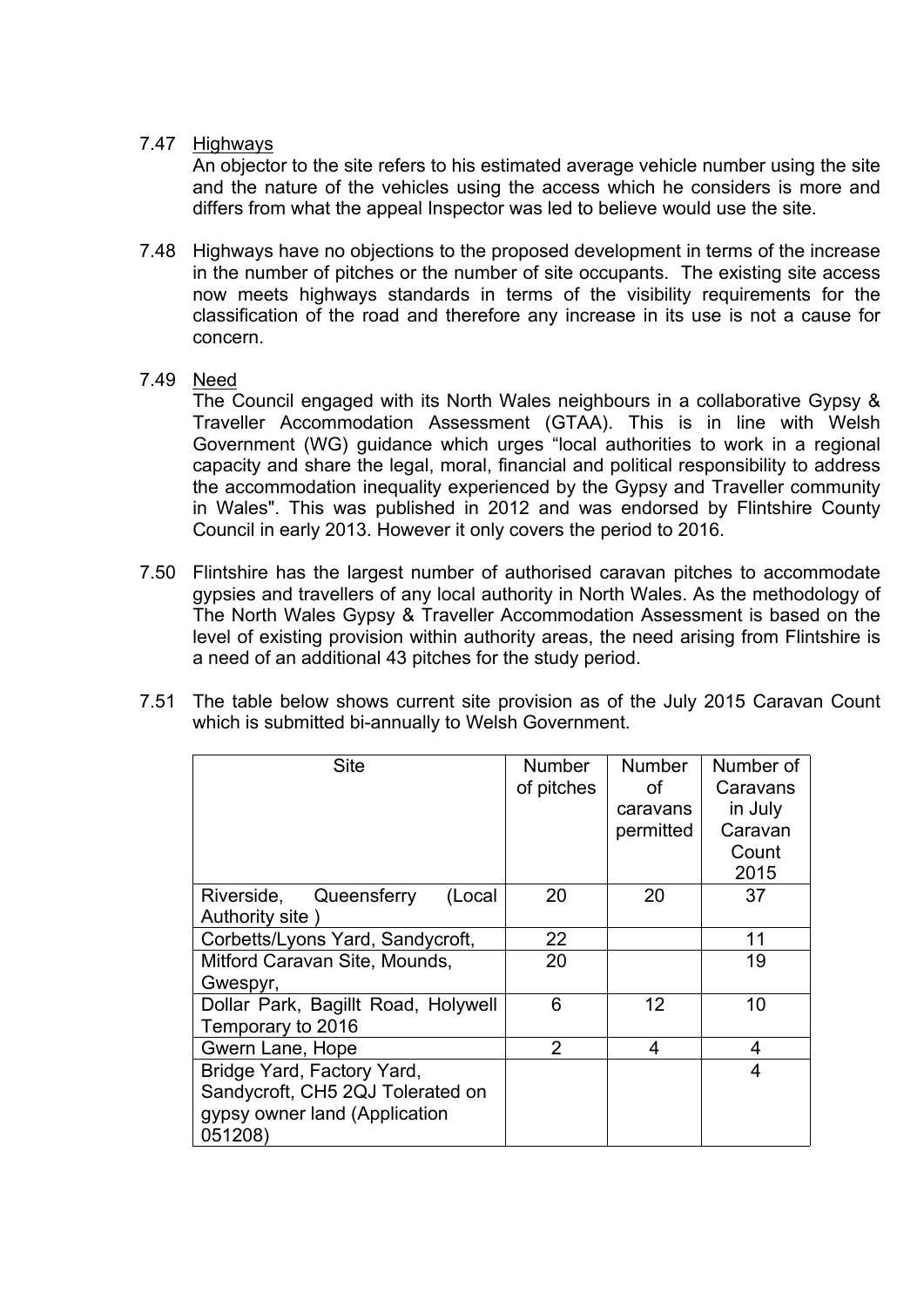7.47 <u>Highways</u>

An objector to the site refers to his estimated average vehicle number using the site and the nature of the vehicles using the access which he considers is more and differs from what the appeal Inspector was led to believe would use the site.

7.48 Highways have no objections to the proposed development in terms of the increase in the number of pitches or the number of site occupants. The existing site access now meets highways standards in terms of the visibility requirements for the classification of the road and therefore any increase in its use is not a cause for concern.

7.49 <u>Need</u>

The Council engaged with its North Wales neighbours in a collaborative Gypsy & Traveller Accommodation Assessment (GTAA). This is in line with Welsh Government (WG) guidance which urges "local authorities to work in a regional capacity and share the legal, moral, financial and political responsibility to address the accommodation inequality experienced by the Gypsy and Traveller community in Wales". This was published in 2012 and was endorsed by Flintshire County Council in early 2013. However it only covers the period to 2016.

7.50 Flintshire has the largest number of authorised caravan pitches to accommodate gypsies and travellers of any local authority in North Wales. As the methodology of The North Wales Gypsy & Traveller Accommodation Assessment is based on the level of existing provision within authority areas, the need arising from Flintshire is a need of an additional 43 pitches for the study period.

7.51 The table below shows current site provision as of the July 2015 Caravan Count which is submitted bi-annually to Welsh Government.

| Site | Number of pitches | Number of caravans permitted | Number of Caravans in July Caravan Count 2015 |
|---|---|---|---|
| Riverside, Queensferry (Local Authority site ) | 20 | 20 | 37 |
| Corbetts/Lyons Yard, Sandycroft, | 22 | | 11 |
| Mitford Caravan Site, Mounds, Gwespyr, | 20 | | 19 |
| Dollar Park, Bagillt Road, Holywell Temporary to 2016 | 6 | 12 | 10 |
| Gwern Lane, Hope | 2 | 4 | 4 |
| Bridge Yard, Factory Yard, Sandycroft, CH5 2QJ Tolerated on gypsy owner land (Application 051208) | | | 4 |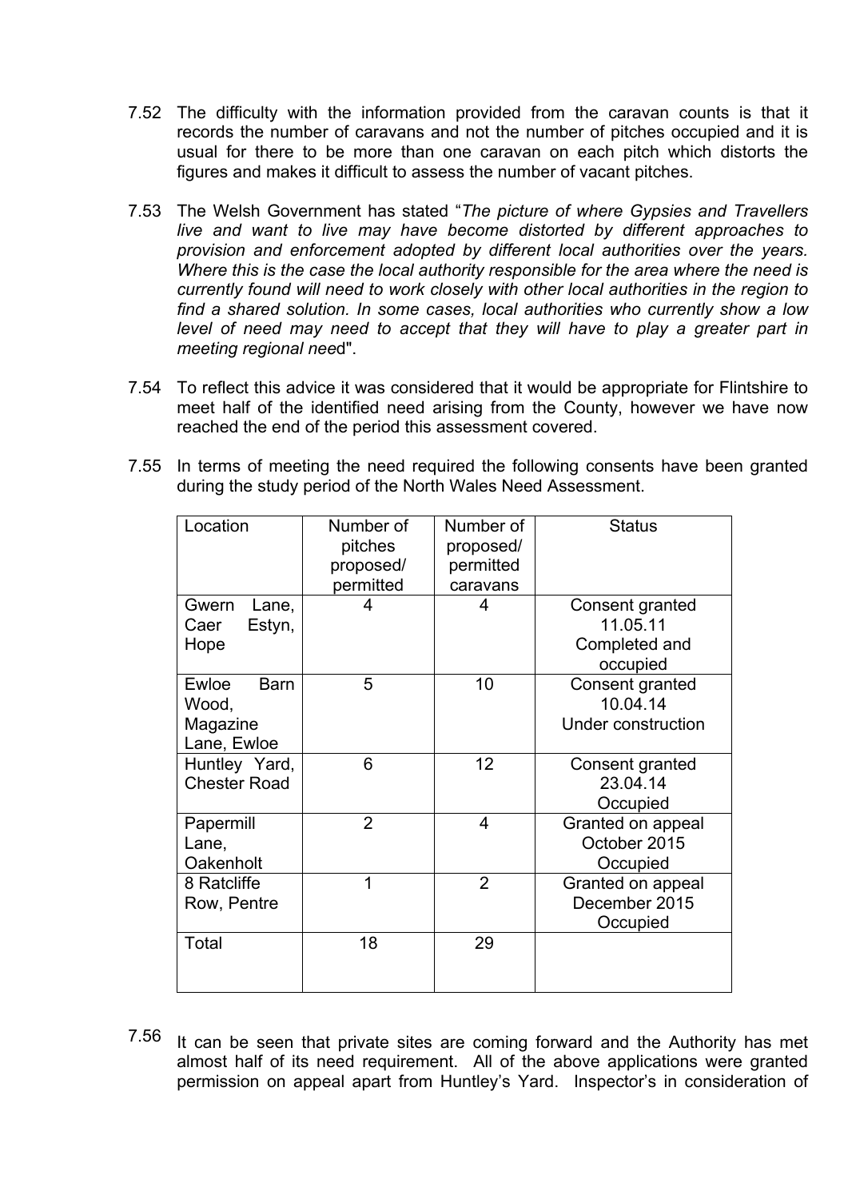7.52 The difficulty with the information provided from the caravan counts is that it records the number of caravans and not the number of pitches occupied and it is usual for there to be more than one caravan on each pitch which distorts the figures and makes it difficult to assess the number of vacant pitches.

7.53 The Welsh Government has stated "*The picture of where Gypsies and Travellers live and want to live may have become distorted by different approaches to provision and enforcement adopted by different local authorities over the years. Where this is the case the local authority responsible for the area where the need is currently found will need to work closely with other local authorities in the region to find a shared solution. In some cases, local authorities who currently show a low level of need may need to accept that they will have to play a greater part in meeting regional nee*d".

7.54 To reflect this advice it was considered that it would be appropriate for Flintshire to meet half of the identified need arising from the County, however we have now reached the end of the period this assessment covered.

7.55 In terms of meeting the need required the following consents have been granted during the study period of the North Wales Need Assessment.

| Location | Number of pitches proposed/ permitted | Number of proposed/ permitted caravans | Status |
|---|---|---|---|
| Gwern Lane, Caer Estyn, Hope | 4 | 4 | Consent granted 11.05.11 Completed and occupied |
| Ewloe Barn Wood, Magazine Lane, Ewloe | 5 | 10 | Consent granted 10.04.14 Under construction |
| Huntley Yard, Chester Road | 6 | 12 | Consent granted 23.04.14 Occupied |
| Papermill Lane, Oakenholt | 2 | 4 | Granted on appeal October 2015 Occupied |
| 8 Ratcliffe Row, Pentre | 1 | 2 | Granted on appeal December 2015 Occupied |
| Total | 18 | 29 | |

7.56 It can be seen that private sites are coming forward and the Authority has met almost half of its need requirement. All of the above applications were granted permission on appeal apart from Huntley's Yard. Inspector's in consideration of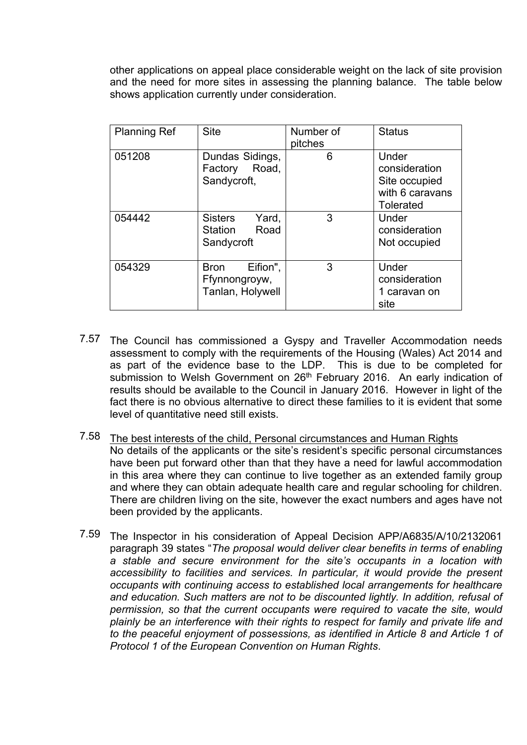other applications on appeal place considerable weight on the lack of site provision and the need for more sites in assessing the planning balance. The table below shows application currently under consideration.

| Planning Ref | Site | Number of pitches | Status |
|---|---|---|---|
| 051208 | Dundas Sidings, Factory Road, Sandycroft, | 6 | Under consideration Site occupied with 6 caravans Tolerated |
| 054442 | Sisters Yard, Station Road Sandycroft | 3 | Under consideration Not occupied |
| 054329 | Bron Eifion", Ffynnongroyw, Tanlan, Holywell | 3 | Under consideration 1 caravan on site |

7.57 The Council has commissioned a Gyspy and Traveller Accommodation needs assessment to comply with the requirements of the Housing (Wales) Act 2014 and as part of the evidence base to the LDP. This is due to be completed for submission to Welsh Government on 26th February 2016. An early indication of results should be available to the Council in January 2016. However in light of the fact there is no obvious alternative to direct these families to it is evident that some level of quantitative need still exists.

7.58 The best interests of the child, Personal circumstances and Human Rights

No details of the applicants or the site's resident's specific personal circumstances have been put forward other than that they have a need for lawful accommodation in this area where they can continue to live together as an extended family group and where they can obtain adequate health care and regular schooling for children. There are children living on the site, however the exact numbers and ages have not been provided by the applicants.

7.59 The Inspector in his consideration of Appeal Decision APP/A6835/A/10/2132061 paragraph 39 states "*The proposal would deliver clear benefits in terms of enabling a stable and secure environment for the site's occupants in a location with accessibility to facilities and services. In particular, it would provide the present occupants with continuing access to established local arrangements for healthcare and education. Such matters are not to be discounted lightly. In addition, refusal of permission, so that the current occupants were required to vacate the site, would plainly be an interference with their rights to respect for family and private life and to the peaceful enjoyment of possessions, as identified in Article 8 and Article 1 of Protocol 1 of the European Convention on Human Rights*.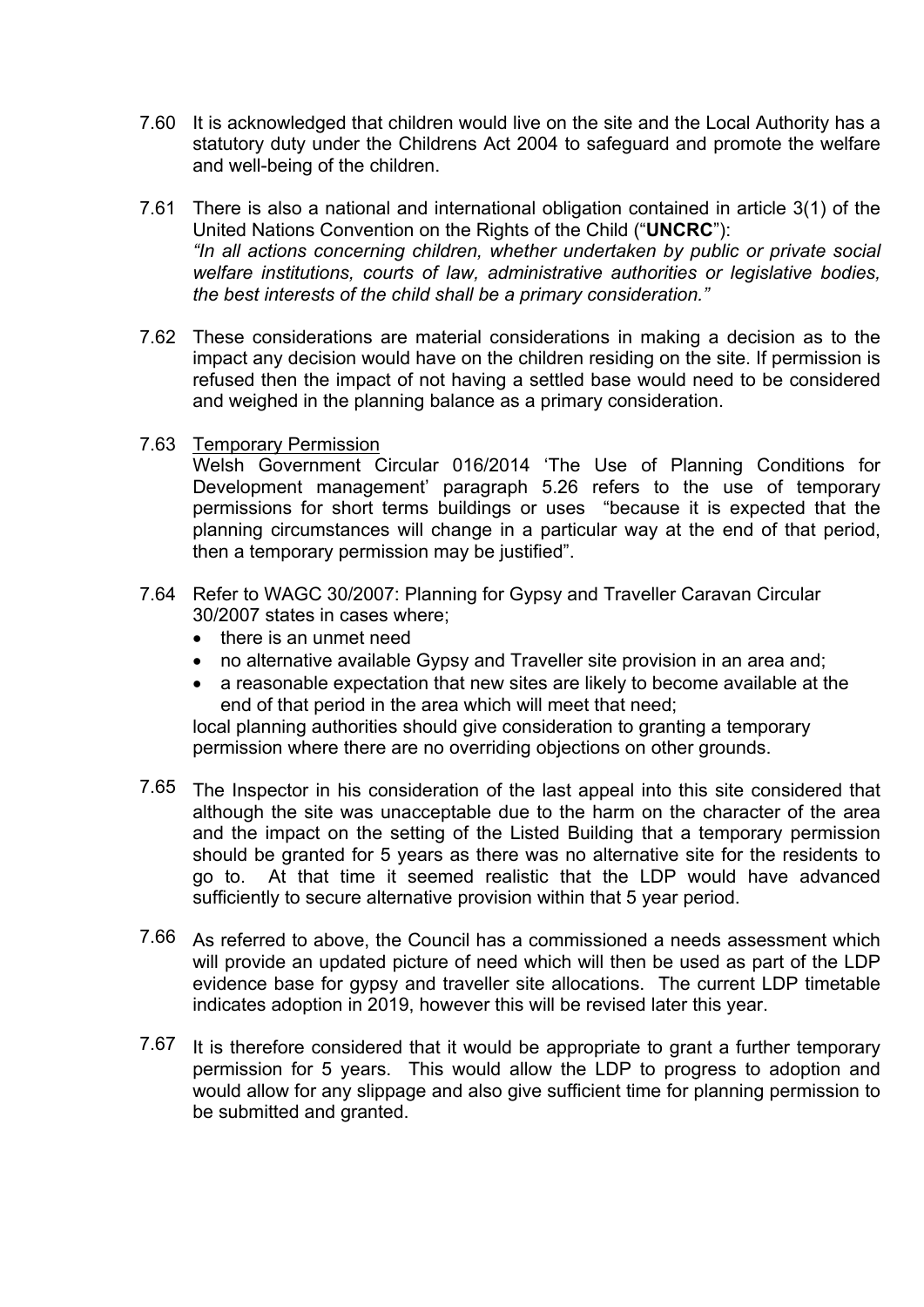7.60 It is acknowledged that children would live on the site and the Local Authority has a statutory duty under the Childrens Act 2004 to safeguard and promote the welfare and well-being of the children.

7.61 There is also a national and international obligation contained in article 3(1) of the United Nations Convention on the Rights of the Child ("**UNCRC**"):
*"In all actions concerning children, whether undertaken by public or private social welfare institutions, courts of law, administrative authorities or legislative bodies, the best interests of the child shall be a primary consideration."*

7.62 These considerations are material considerations in making a decision as to the impact any decision would have on the children residing on the site. If permission is refused then the impact of not having a settled base would need to be considered and weighed in the planning balance as a primary consideration.

7.63 Temporary Permission
Welsh Government Circular 016/2014 'The Use of Planning Conditions for Development management' paragraph 5.26 refers to the use of temporary permissions for short terms buildings or uses "because it is expected that the planning circumstances will change in a particular way at the end of that period, then a temporary permission may be justified".

7.64 Refer to WAGC 30/2007: Planning for Gypsy and Traveller Caravan Circular 30/2007 states in cases where;

- there is an unmet need
- no alternative available Gypsy and Traveller site provision in an area and;
- a reasonable expectation that new sites are likely to become available at the end of that period in the area which will meet that need;

local planning authorities should give consideration to granting a temporary permission where there are no overriding objections on other grounds.

7.65 The Inspector in his consideration of the last appeal into this site considered that although the site was unacceptable due to the harm on the character of the area and the impact on the setting of the Listed Building that a temporary permission should be granted for 5 years as there was no alternative site for the residents to go to. At that time it seemed realistic that the LDP would have advanced sufficiently to secure alternative provision within that 5 year period.

7.66 As referred to above, the Council has a commissioned a needs assessment which will provide an updated picture of need which will then be used as part of the LDP evidence base for gypsy and traveller site allocations. The current LDP timetable indicates adoption in 2019, however this will be revised later this year.

7.67 It is therefore considered that it would be appropriate to grant a further temporary permission for 5 years. This would allow the LDP to progress to adoption and would allow for any slippage and also give sufficient time for planning permission to be submitted and granted.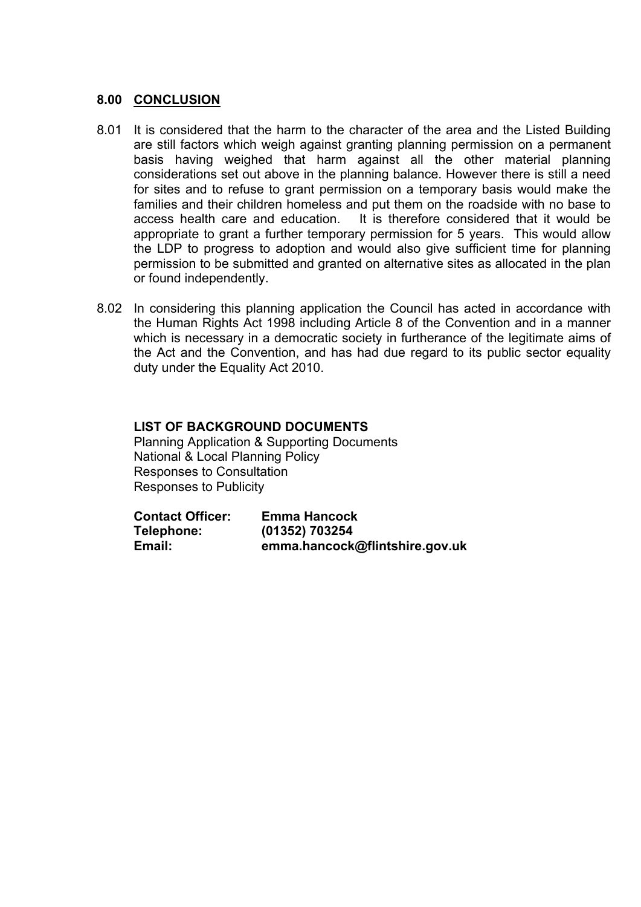## 8.00 CONCLUSION

8.01 It is considered that the harm to the character of the area and the Listed Building are still factors which weigh against granting planning permission on a permanent basis having weighed that harm against all the other material planning considerations set out above in the planning balance. However there is still a need for sites and to refuse to grant permission on a temporary basis would make the families and their children homeless and put them on the roadside with no base to access health care and education. It is therefore considered that it would be appropriate to grant a further temporary permission for 5 years. This would allow the LDP to progress to adoption and would also give sufficient time for planning permission to be submitted and granted on alternative sites as allocated in the plan or found independently.

8.02 In considering this planning application the Council has acted in accordance with the Human Rights Act 1998 including Article 8 of the Convention and in a manner which is necessary in a democratic society in furtherance of the legitimate aims of the Act and the Convention, and has had due regard to its public sector equality duty under the Equality Act 2010.

**LIST OF BACKGROUND DOCUMENTS**
Planning Application & Supporting Documents
National & Local Planning Policy
Responses to Consultation
Responses to Publicity

| | |
|---|---|
| **Contact Officer:** | **Emma Hancock** |
| **Telephone:** | **(01352) 703254** |
| **Email:** | **emma.hancock@flintshire.gov.uk** |